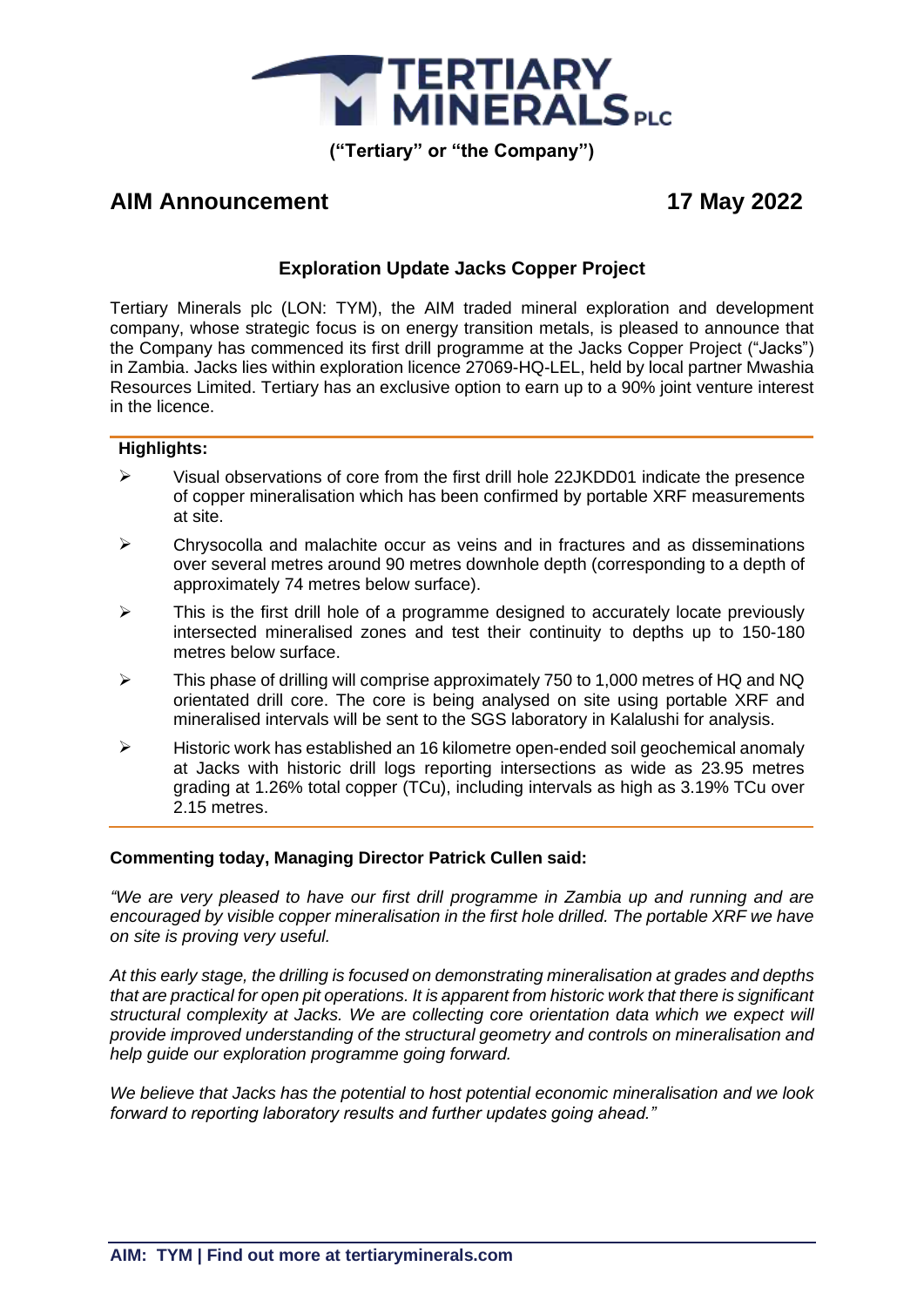**TERTIARY MINERALS PLC**

**("Tertiary" or "the Company")**

## AIM Announcement 17 May 2022

### Exploration Update Jacks Copper Project

Tertiary Minerals plc (LON: TYM), the AIM traded mineral exploration and development company, whose strategic focus is on energy transition metals, is pleased to announce that the Company has commenced its first drill programme at the Jacks Copper Project ("Jacks") in Zambia. Jacks lies within exploration licence 27069-HQ-LEL, held by local partner Mwashia Resources Limited. Tertiary has an exclusive option to earn up to a 90% joint venture interest in the licence.

**Highlights:**

- Visual observations of core from the first drill hole 22JKDD01 indicate the presence of copper mineralisation which has been confirmed by portable XRF measurements at site.
- Chrysocolla and malachite occur as veins and in fractures and as disseminations over several metres around 90 metres downhole depth (corresponding to a depth of approximately 74 metres below surface).
- This is the first drill hole of a programme designed to accurately locate previously intersected mineralised zones and test their continuity to depths up to 150-180 metres below surface.
- This phase of drilling will comprise approximately 750 to 1,000 metres of HQ and NQ orientated drill core. The core is being analysed on site using portable XRF and mineralised intervals will be sent to the SGS laboratory in Kalalushi for analysis.
- Historic work has established an 16 kilometre open-ended soil geochemical anomaly at Jacks with historic drill logs reporting intersections as wide as 23.95 metres grading at 1.26% total copper (TCu), including intervals as high as 3.19% TCu over 2.15 metres.

**Commenting today, Managing Director Patrick Cullen said:**

*"We are very pleased to have our first drill programme in Zambia up and running and are encouraged by visible copper mineralisation in the first hole drilled. The portable XRF we have on site is proving very useful.*

*At this early stage, the drilling is focused on demonstrating mineralisation at grades and depths that are practical for open pit operations. It is apparent from historic work that there is significant structural complexity at Jacks. We are collecting core orientation data which we expect will provide improved understanding of the structural geometry and controls on mineralisation and help guide our exploration programme going forward.*

*We believe that Jacks has the potential to host potential economic mineralisation and we look forward to reporting laboratory results and further updates going ahead."*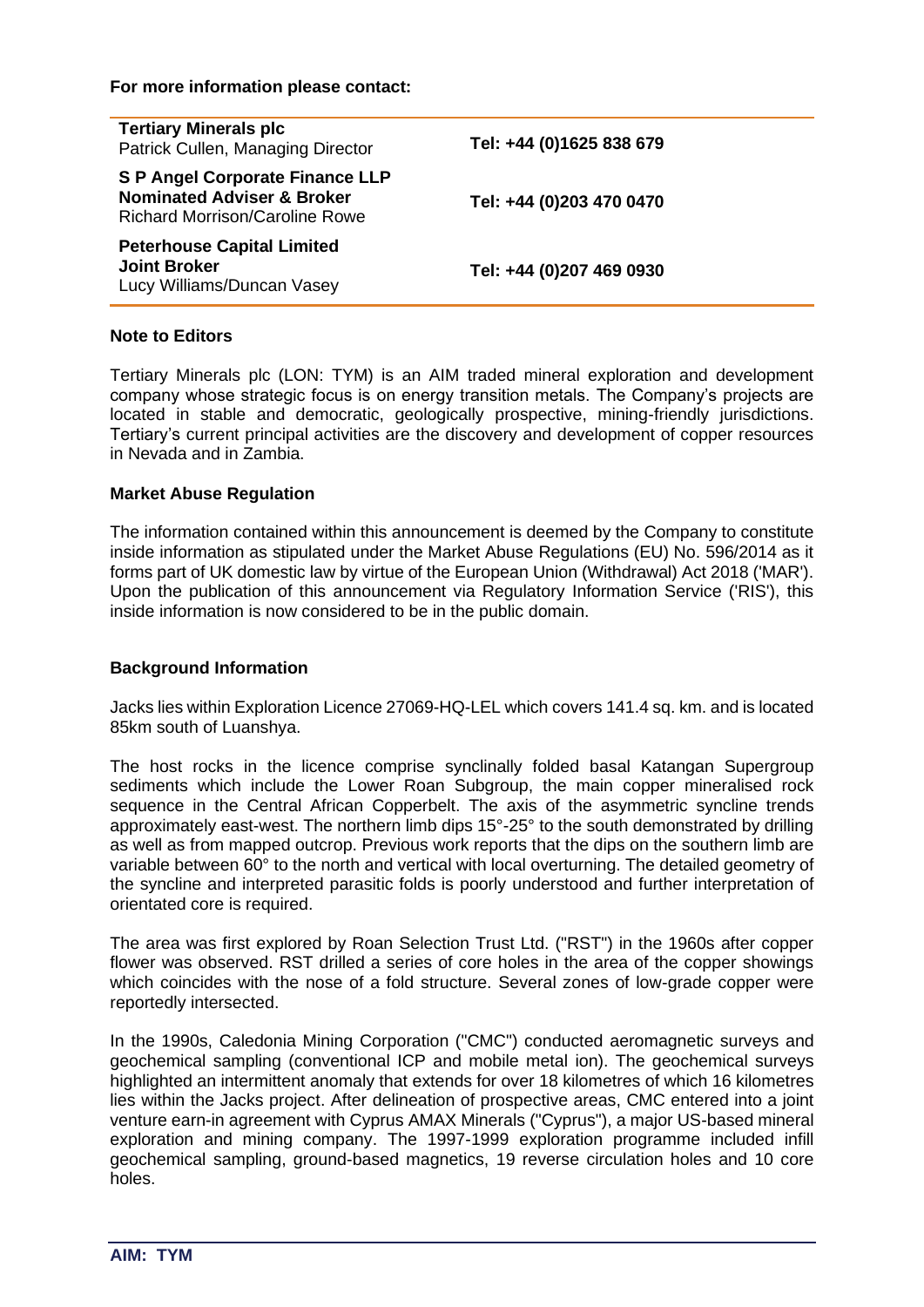**For more information please contact:**

| | |
|---|---|
| **Tertiary Minerals plc**<br>Patrick Cullen, Managing Director | **Tel: +44 (0)1625 838 679** |
| **S P Angel Corporate Finance LLP**<br>**Nominated Adviser & Broker**<br>Richard Morrison/Caroline Rowe | **Tel: +44 (0)203 470 0470** |
| **Peterhouse Capital Limited**<br>**Joint Broker**<br>Lucy Williams/Duncan Vasey | **Tel: +44 (0)207 469 0930** |

**Note to Editors**

Tertiary Minerals plc (LON: TYM) is an AIM traded mineral exploration and development company whose strategic focus is on energy transition metals. The Company's projects are located in stable and democratic, geologically prospective, mining-friendly jurisdictions. Tertiary's current principal activities are the discovery and development of copper resources in Nevada and in Zambia.

**Market Abuse Regulation**

The information contained within this announcement is deemed by the Company to constitute inside information as stipulated under the Market Abuse Regulations (EU) No. 596/2014 as it forms part of UK domestic law by virtue of the European Union (Withdrawal) Act 2018 ('MAR'). Upon the publication of this announcement via Regulatory Information Service ('RIS'), this inside information is now considered to be in the public domain.

**Background Information**

Jacks lies within Exploration Licence 27069-HQ-LEL which covers 141.4 sq. km. and is located 85km south of Luanshya.

The host rocks in the licence comprise synclinally folded basal Katangan Supergroup sediments which include the Lower Roan Subgroup, the main copper mineralised rock sequence in the Central African Copperbelt. The axis of the asymmetric syncline trends approximately east-west. The northern limb dips 15°-25° to the south demonstrated by drilling as well as from mapped outcrop. Previous work reports that the dips on the southern limb are variable between 60° to the north and vertical with local overturning. The detailed geometry of the syncline and interpreted parasitic folds is poorly understood and further interpretation of orientated core is required.

The area was first explored by Roan Selection Trust Ltd. ("RST") in the 1960s after copper flower was observed. RST drilled a series of core holes in the area of the copper showings which coincides with the nose of a fold structure. Several zones of low-grade copper were reportedly intersected.

In the 1990s, Caledonia Mining Corporation ("CMC") conducted aeromagnetic surveys and geochemical sampling (conventional ICP and mobile metal ion). The geochemical surveys highlighted an intermittent anomaly that extends for over 18 kilometres of which 16 kilometres lies within the Jacks project. After delineation of prospective areas, CMC entered into a joint venture earn-in agreement with Cyprus AMAX Minerals ("Cyprus"), a major US-based mineral exploration and mining company. The 1997-1999 exploration programme included infill geochemical sampling, ground-based magnetics, 19 reverse circulation holes and 10 core holes.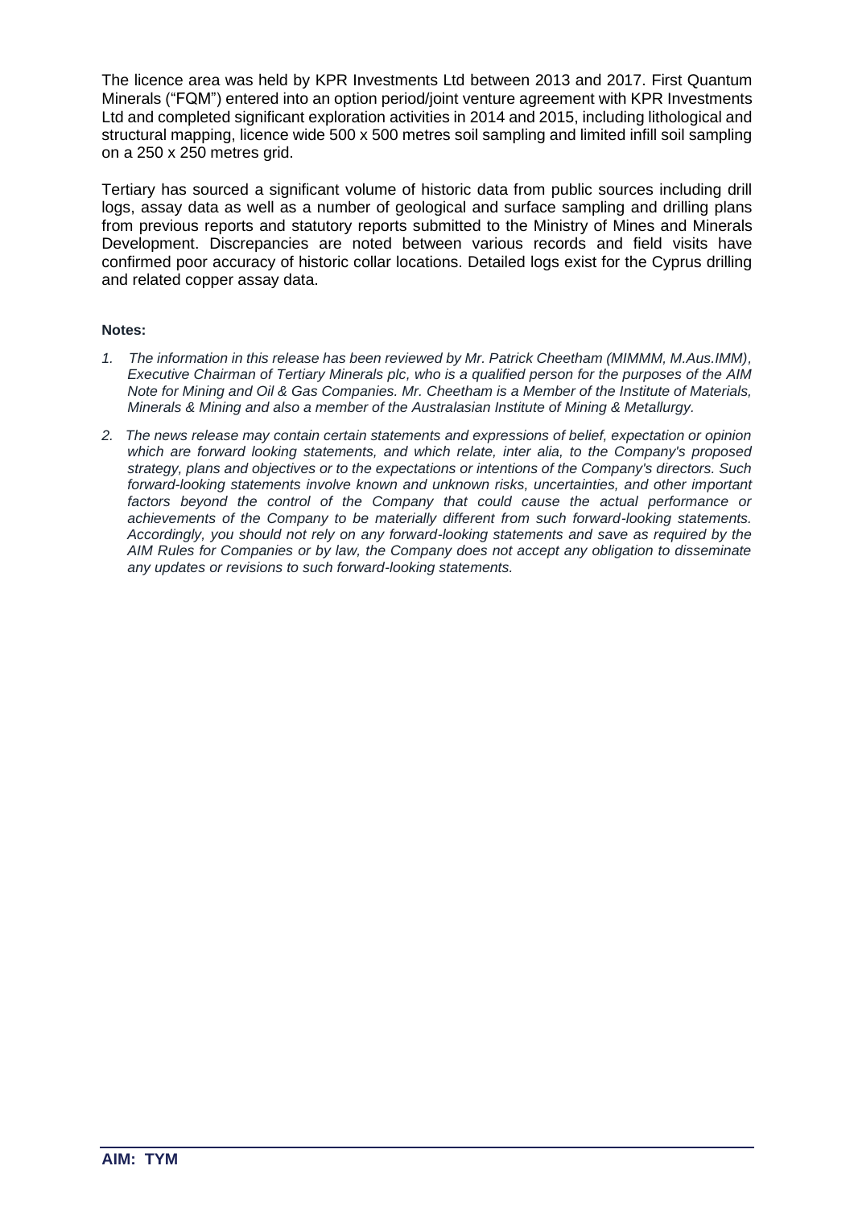The licence area was held by KPR Investments Ltd between 2013 and 2017. First Quantum Minerals ("FQM") entered into an option period/joint venture agreement with KPR Investments Ltd and completed significant exploration activities in 2014 and 2015, including lithological and structural mapping, licence wide 500 x 500 metres soil sampling and limited infill soil sampling on a 250 x 250 metres grid.

Tertiary has sourced a significant volume of historic data from public sources including drill logs, assay data as well as a number of geological and surface sampling and drilling plans from previous reports and statutory reports submitted to the Ministry of Mines and Minerals Development. Discrepancies are noted between various records and field visits have confirmed poor accuracy of historic collar locations. Detailed logs exist for the Cyprus drilling and related copper assay data.

**Notes:**

1. *The information in this release has been reviewed by Mr. Patrick Cheetham (MIMMM, M.Aus.IMM), Executive Chairman of Tertiary Minerals plc, who is a qualified person for the purposes of the AIM Note for Mining and Oil & Gas Companies. Mr. Cheetham is a Member of the Institute of Materials, Minerals & Mining and also a member of the Australasian Institute of Mining & Metallurgy.*
2. *The news release may contain certain statements and expressions of belief, expectation or opinion which are forward looking statements, and which relate, inter alia, to the Company's proposed strategy, plans and objectives or to the expectations or intentions of the Company's directors. Such forward-looking statements involve known and unknown risks, uncertainties, and other important factors beyond the control of the Company that could cause the actual performance or achievements of the Company to be materially different from such forward-looking statements. Accordingly, you should not rely on any forward-looking statements and save as required by the AIM Rules for Companies or by law, the Company does not accept any obligation to disseminate any updates or revisions to such forward-looking statements.*